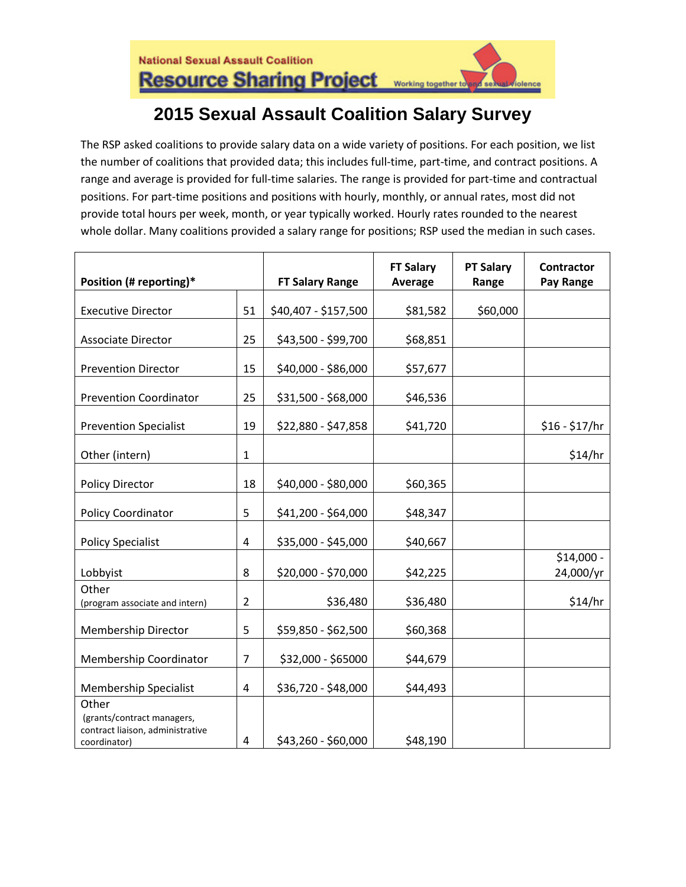National Sexual Assault Coalition

**Resource Sharing Project** Working together to end sexual violence

# 2015 Sexual Assault Coalition Salary Survey

The RSP asked coalitions to provide salary data on a wide variety of positions. For each position, we list the number of coalitions that provided data; this includes full-time, part-time, and contract positions. A range and average is provided for full-time salaries. The range is provided for part-time and contractual positions. For part-time positions and positions with hourly, monthly, or annual rates, most did not provide total hours per week, month, or year typically worked. Hourly rates rounded to the nearest whole dollar. Many coalitions provided a salary range for positions; RSP used the median in such cases.

| Position (# reporting)* | | FT Salary Range | FT Salary Average | PT Salary Range | Contractor Pay Range |
|---|---|---|---|---|---|
| Executive Director | 51 | $40,407 - $157,500 | $81,582 | $60,000 | |
| Associate Director | 25 | $43,500 - $99,700 | $68,851 | | |
| Prevention Director | 15 | $40,000 - $86,000 | $57,677 | | |
| Prevention Coordinator | 25 | $31,500 - $68,000 | $46,536 | | |
| Prevention Specialist | 19 | $22,880 - $47,858 | $41,720 | | $16 - $17/hr |
| Other (intern) | 1 | | | | $14/hr |
| Policy Director | 18 | $40,000 - $80,000 | $60,365 | | |
| Policy Coordinator | 5 | $41,200 - $64,000 | $48,347 | | |
| Policy Specialist | 4 | $35,000 - $45,000 | $40,667 | | |
| Lobbyist | 8 | $20,000 - $70,000 | $42,225 | | $14,000 - 24,000/yr |
| Other (program associate and intern) | 2 | $36,480 | $36,480 | | $14/hr |
| Membership Director | 5 | $59,850 - $62,500 | $60,368 | | |
| Membership Coordinator | 7 | $32,000 - $65000 | $44,679 | | |
| Membership Specialist | 4 | $36,720 - $48,000 | $44,493 | | |
| Other (grants/contract managers, contract liaison, administrative coordinator) | 4 | $43,260 - $60,000 | $48,190 | | |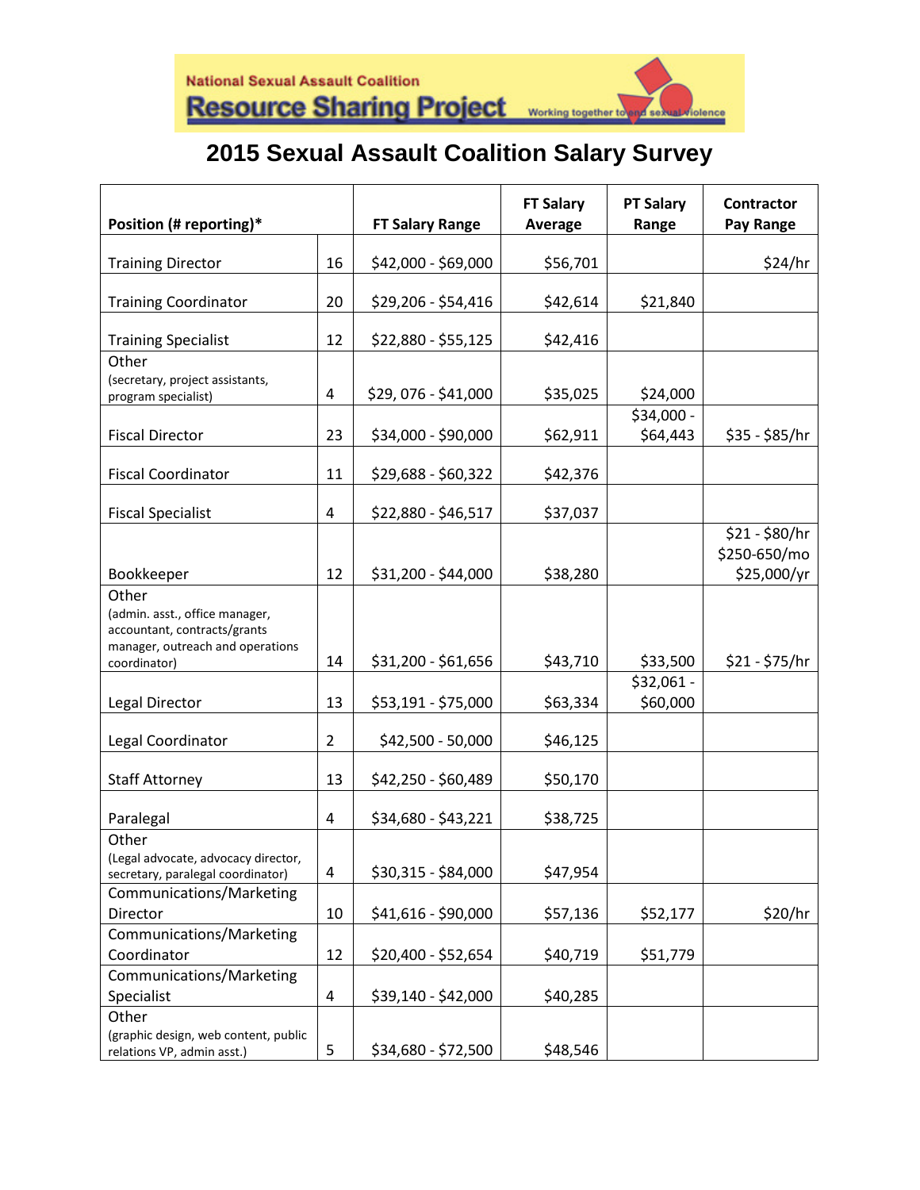National Sexual Assault Coalition

**Resource Sharing Project** Working together to end sexual violence

# 2015 Sexual Assault Coalition Salary Survey

| Position (# reporting)* | | FT Salary Range | FT Salary Average | PT Salary Range | Contractor Pay Range |
|---|---|---|---|---|---|
| Training Director | 16 | $42,000 - $69,000 | $56,701 | | $24/hr |
| Training Coordinator | 20 | $29,206 - $54,416 | $42,614 | $21,840 | |
| Training Specialist | 12 | $22,880 - $55,125 | $42,416 | | |
| Other (secretary, project assistants, program specialist) | 4 | $29, 076 - $41,000 | $35,025 | $24,000 | |
| Fiscal Director | 23 | $34,000 - $90,000 | $62,911 | $34,000 - $64,443 | $35 - $85/hr |
| Fiscal Coordinator | 11 | $29,688 - $60,322 | $42,376 | | |
| Fiscal Specialist | 4 | $22,880 - $46,517 | $37,037 | | |
| Bookkeeper | 12 | $31,200 - $44,000 | $38,280 | | $21 - $80/hr $250-650/mo $25,000/yr |
| Other (admin. asst., office manager, accountant, contracts/grants manager, outreach and operations coordinator) | 14 | $31,200 - $61,656 | $43,710 | $33,500 | $21 - $75/hr |
| Legal Director | 13 | $53,191 - $75,000 | $63,334 | $32,061 - $60,000 | |
| Legal Coordinator | 2 | $42,500 - 50,000 | $46,125 | | |
| Staff Attorney | 13 | $42,250 - $60,489 | $50,170 | | |
| Paralegal | 4 | $34,680 - $43,221 | $38,725 | | |
| Other (Legal advocate, advocacy director, secretary, paralegal coordinator) | 4 | $30,315 - $84,000 | $47,954 | | |
| Communications/Marketing Director | 10 | $41,616 - $90,000 | $57,136 | $52,177 | $20/hr |
| Communications/Marketing Coordinator | 12 | $20,400 - $52,654 | $40,719 | $51,779 | |
| Communications/Marketing Specialist | 4 | $39,140 - $42,000 | $40,285 | | |
| Other (graphic design, web content, public relations VP, admin asst.) | 5 | $34,680 - $72,500 | $48,546 | | |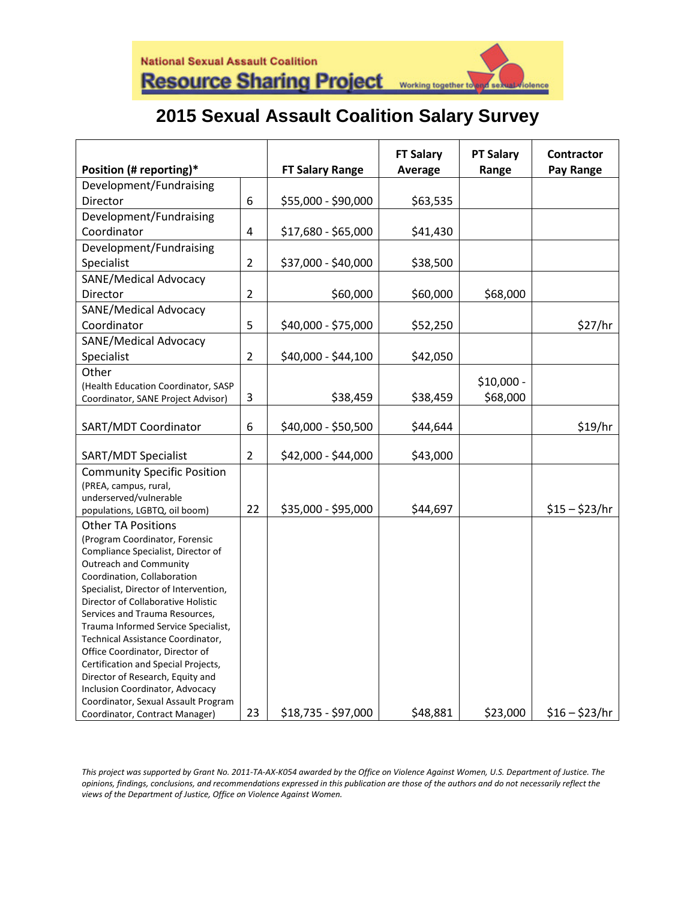**National Sexual Assault Coalition**

**Resource Sharing Project** Working together to end sexual violence

# 2015 Sexual Assault Coalition Salary Survey

| Position (# reporting)* | | FT Salary Range | FT Salary Average | PT Salary Range | Contractor Pay Range |
|---|---|---|---|---|---|
| Development/Fundraising Director | 6 | $55,000 - $90,000 | $63,535 | | |
| Development/Fundraising Coordinator | 4 | $17,680 - $65,000 | $41,430 | | |
| Development/Fundraising Specialist | 2 | $37,000 - $40,000 | $38,500 | | |
| SANE/Medical Advocacy Director | 2 | $60,000 | $60,000 | $68,000 | |
| SANE/Medical Advocacy Coordinator | 5 | $40,000 - $75,000 | $52,250 | | $27/hr |
| SANE/Medical Advocacy Specialist | 2 | $40,000 - $44,100 | $42,050 | | |
| Other (Health Education Coordinator, SASP Coordinator, SANE Project Advisor) | 3 | $38,459 | $38,459 | $10,000 - $68,000 | |
| SART/MDT Coordinator | 6 | $40,000 - $50,500 | $44,644 | | $19/hr |
| SART/MDT Specialist | 2 | $42,000 - $44,000 | $43,000 | | |
| Community Specific Position (PREA, campus, rural, underserved/vulnerable populations, LGBTQ, oil boom) | 22 | $35,000 - $95,000 | $44,697 | | $15 – $23/hr |
| Other TA Positions (Program Coordinator, Forensic Compliance Specialist, Director of Outreach and Community Coordination, Collaboration Specialist, Director of Intervention, Director of Collaborative Holistic Services and Trauma Resources, Trauma Informed Service Specialist, Technical Assistance Coordinator, Office Coordinator, Director of Certification and Special Projects, Director of Research, Equity and Inclusion Coordinator, Advocacy Coordinator, Sexual Assault Program Coordinator, Contract Manager) | 23 | $18,735 - $97,000 | $48,881 | $23,000 | $16 – $23/hr |

*This project was supported by Grant No. 2011-TA-AX-K054 awarded by the Office on Violence Against Women, U.S. Department of Justice. The opinions, findings, conclusions, and recommendations expressed in this publication are those of the authors and do not necessarily reflect the views of the Department of Justice, Office on Violence Against Women.*